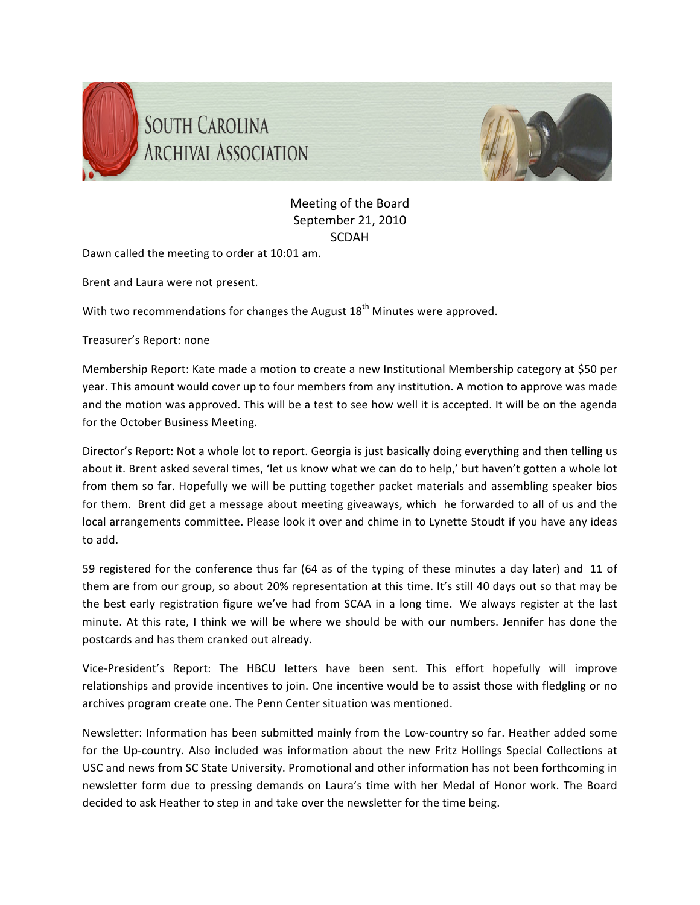# South Carolina Archival Association

## Meeting of the Board
## September 21, 2010
## SCDAH

Dawn called the meeting to order at 10:01 am.

Brent and Laura were not present.

With two recommendations for changes the August 18th Minutes were approved.

Treasurer's Report: none

Membership Report: Kate made a motion to create a new Institutional Membership category at $50 per year. This amount would cover up to four members from any institution. A motion to approve was made and the motion was approved. This will be a test to see how well it is accepted. It will be on the agenda for the October Business Meeting.

Director's Report: Not a whole lot to report. Georgia is just basically doing everything and then telling us about it. Brent asked several times, 'let us know what we can do to help,' but haven't gotten a whole lot from them so far. Hopefully we will be putting together packet materials and assembling speaker bios for them. Brent did get a message about meeting giveaways, which he forwarded to all of us and the local arrangements committee. Please look it over and chime in to Lynette Stoudt if you have any ideas to add.

59 registered for the conference thus far (64 as of the typing of these minutes a day later) and 11 of them are from our group, so about 20% representation at this time. It's still 40 days out so that may be the best early registration figure we've had from SCAA in a long time. We always register at the last minute. At this rate, I think we will be where we should be with our numbers. Jennifer has done the postcards and has them cranked out already.

Vice-President's Report: The HBCU letters have been sent. This effort hopefully will improve relationships and provide incentives to join. One incentive would be to assist those with fledgling or no archives program create one. The Penn Center situation was mentioned.

Newsletter: Information has been submitted mainly from the Low-country so far. Heather added some for the Up-country. Also included was information about the new Fritz Hollings Special Collections at USC and news from SC State University. Promotional and other information has not been forthcoming in newsletter form due to pressing demands on Laura's time with her Medal of Honor work. The Board decided to ask Heather to step in and take over the newsletter for the time being.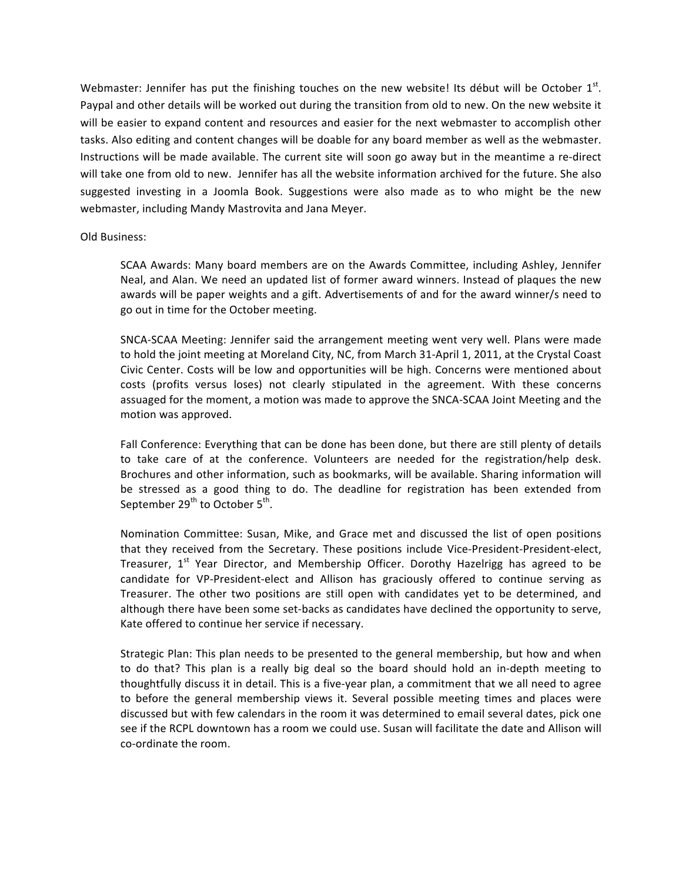Webmaster: Jennifer has put the finishing touches on the new website! Its début will be October 1st. Paypal and other details will be worked out during the transition from old to new. On the new website it will be easier to expand content and resources and easier for the next webmaster to accomplish other tasks. Also editing and content changes will be doable for any board member as well as the webmaster. Instructions will be made available. The current site will soon go away but in the meantime a re-direct will take one from old to new. Jennifer has all the website information archived for the future. She also suggested investing in a Joomla Book. Suggestions were also made as to who might be the new webmaster, including Mandy Mastrovita and Jana Meyer.

Old Business:

> SCAA Awards: Many board members are on the Awards Committee, including Ashley, Jennifer Neal, and Alan. We need an updated list of former award winners. Instead of plaques the new awards will be paper weights and a gift. Advertisements of and for the award winner/s need to go out in time for the October meeting.
>
> SNCA-SCAA Meeting: Jennifer said the arrangement meeting went very well. Plans were made to hold the joint meeting at Moreland City, NC, from March 31-April 1, 2011, at the Crystal Coast Civic Center. Costs will be low and opportunities will be high. Concerns were mentioned about costs (profits versus loses) not clearly stipulated in the agreement. With these concerns assuaged for the moment, a motion was made to approve the SNCA-SCAA Joint Meeting and the motion was approved.
>
> Fall Conference: Everything that can be done has been done, but there are still plenty of details to take care of at the conference. Volunteers are needed for the registration/help desk. Brochures and other information, such as bookmarks, will be available. Sharing information will be stressed as a good thing to do. The deadline for registration has been extended from September 29th to October 5th.
>
> Nomination Committee: Susan, Mike, and Grace met and discussed the list of open positions that they received from the Secretary. These positions include Vice-President-President-elect, Treasurer, 1st Year Director, and Membership Officer. Dorothy Hazelrigg has agreed to be candidate for VP-President-elect and Allison has graciously offered to continue serving as Treasurer. The other two positions are still open with candidates yet to be determined, and although there have been some set-backs as candidates have declined the opportunity to serve, Kate offered to continue her service if necessary.
>
> Strategic Plan: This plan needs to be presented to the general membership, but how and when to do that? This plan is a really big deal so the board should hold an in-depth meeting to thoughtfully discuss it in detail. This is a five-year plan, a commitment that we all need to agree to before the general membership views it. Several possible meeting times and places were discussed but with few calendars in the room it was determined to email several dates, pick one see if the RCPL downtown has a room we could use. Susan will facilitate the date and Allison will co-ordinate the room.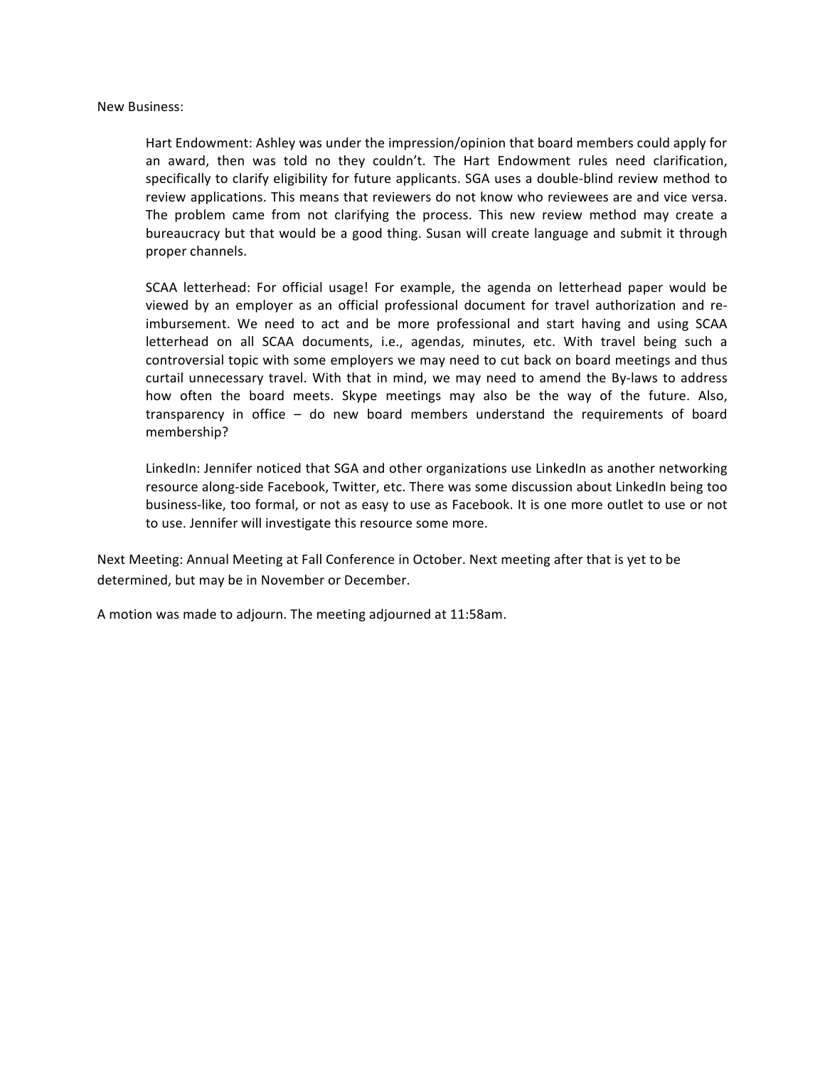New Business:

Hart Endowment: Ashley was under the impression/opinion that board members could apply for an award, then was told no they couldn't. The Hart Endowment rules need clarification, specifically to clarify eligibility for future applicants. SGA uses a double-blind review method to review applications. This means that reviewers do not know who reviewees are and vice versa. The problem came from not clarifying the process. This new review method may create a bureaucracy but that would be a good thing. Susan will create language and submit it through proper channels.

SCAA letterhead: For official usage! For example, the agenda on letterhead paper would be viewed by an employer as an official professional document for travel authorization and re-imbursement. We need to act and be more professional and start having and using SCAA letterhead on all SCAA documents, i.e., agendas, minutes, etc. With travel being such a controversial topic with some employers we may need to cut back on board meetings and thus curtail unnecessary travel. With that in mind, we may need to amend the By-laws to address how often the board meets. Skype meetings may also be the way of the future. Also, transparency in office – do new board members understand the requirements of board membership?

LinkedIn: Jennifer noticed that SGA and other organizations use LinkedIn as another networking resource along-side Facebook, Twitter, etc. There was some discussion about LinkedIn being too business-like, too formal, or not as easy to use as Facebook. It is one more outlet to use or not to use. Jennifer will investigate this resource some more.

Next Meeting: Annual Meeting at Fall Conference in October. Next meeting after that is yet to be determined, but may be in November or December.

A motion was made to adjourn. The meeting adjourned at 11:58am.